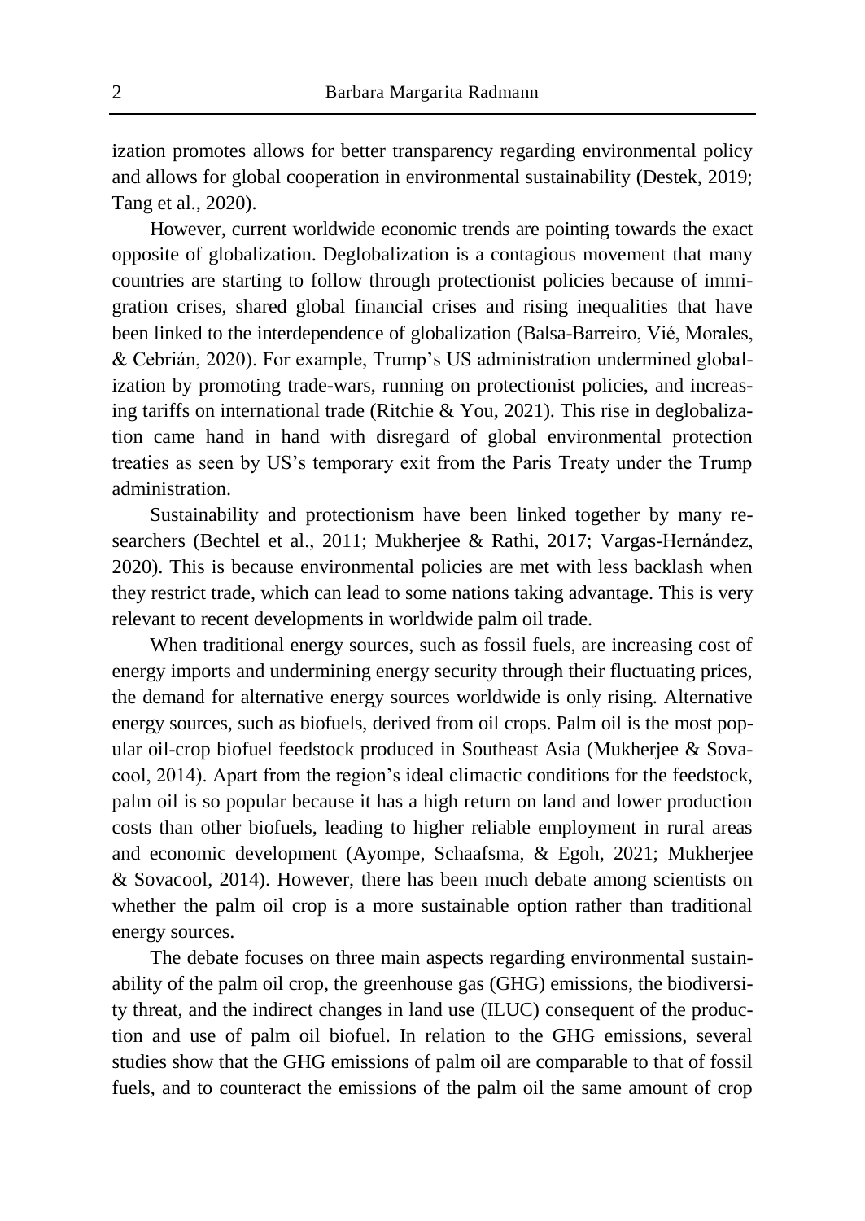ization promotes allows for better transparency regarding environmental policy and allows for global cooperation in environmental sustainability (Destek, 2019; Tang et al., 2020).

However, current worldwide economic trends are pointing towards the exact opposite of globalization. Deglobalization is a contagious movement that many countries are starting to follow through protectionist policies because of immigration crises, shared global financial crises and rising inequalities that have been linked to the interdependence of globalization (Balsa-Barreiro, Vié, Morales, & Cebrián, 2020). For example, Trump's US administration undermined globalization by promoting trade-wars, running on protectionist policies, and increasing tariffs on international trade (Ritchie & You, 2021). This rise in deglobalization came hand in hand with disregard of global environmental protection treaties as seen by US's temporary exit from the Paris Treaty under the Trump administration.

Sustainability and protectionism have been linked together by many researchers (Bechtel et al., 2011; Mukherjee & Rathi, 2017; Vargas-Hernández, 2020). This is because environmental policies are met with less backlash when they restrict trade, which can lead to some nations taking advantage. This is very relevant to recent developments in worldwide palm oil trade.

When traditional energy sources, such as fossil fuels, are increasing cost of energy imports and undermining energy security through their fluctuating prices, the demand for alternative energy sources worldwide is only rising. Alternative energy sources, such as biofuels, derived from oil crops. Palm oil is the most popular oil-crop biofuel feedstock produced in Southeast Asia (Mukherjee & Sovacool, 2014). Apart from the region's ideal climactic conditions for the feedstock, palm oil is so popular because it has a high return on land and lower production costs than other biofuels, leading to higher reliable employment in rural areas and economic development (Ayompe, Schaafsma, & Egoh, 2021; Mukherjee & Sovacool, 2014). However, there has been much debate among scientists on whether the palm oil crop is a more sustainable option rather than traditional energy sources.

The debate focuses on three main aspects regarding environmental sustainability of the palm oil crop, the greenhouse gas (GHG) emissions, the biodiversity threat, and the indirect changes in land use (ILUC) consequent of the production and use of palm oil biofuel. In relation to the GHG emissions, several studies show that the GHG emissions of palm oil are comparable to that of fossil fuels, and to counteract the emissions of the palm oil the same amount of crop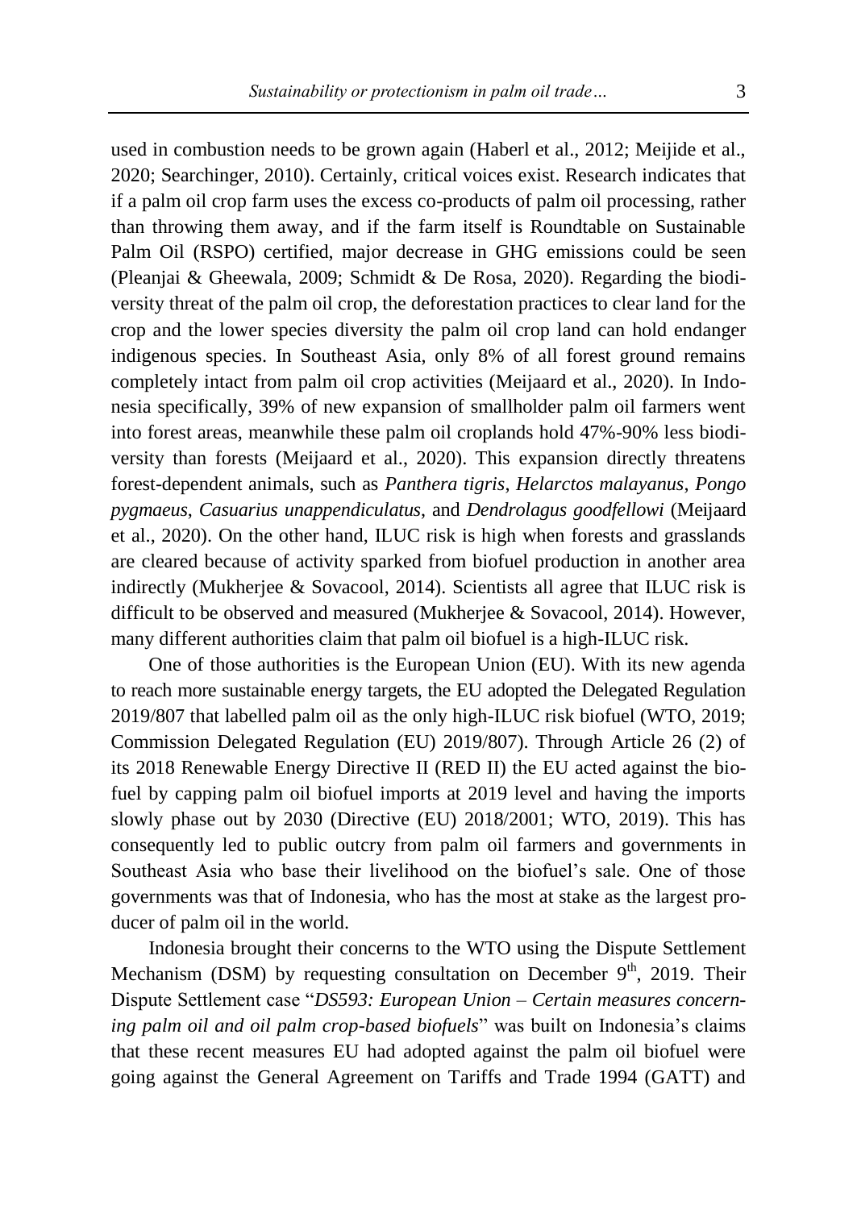used in combustion needs to be grown again (Haberl et al., 2012; Meijide et al., 2020; Searchinger, 2010). Certainly, critical voices exist. Research indicates that if a palm oil crop farm uses the excess co-products of palm oil processing, rather than throwing them away, and if the farm itself is Roundtable on Sustainable Palm Oil (RSPO) certified, major decrease in GHG emissions could be seen (Pleanjai & Gheewala, 2009; Schmidt & De Rosa, 2020). Regarding the biodiversity threat of the palm oil crop, the deforestation practices to clear land for the crop and the lower species diversity the palm oil crop land can hold endanger indigenous species. In Southeast Asia, only 8% of all forest ground remains completely intact from palm oil crop activities (Meijaard et al., 2020). In Indonesia specifically, 39% of new expansion of smallholder palm oil farmers went into forest areas, meanwhile these palm oil croplands hold 47%-90% less biodiversity than forests (Meijaard et al., 2020). This expansion directly threatens forest-dependent animals, such as *Panthera tigris*, *Helarctos malayanus*, *Pongo pygmaeus*, *Casuarius unappendiculatus*, and *Dendrolagus goodfellowi* (Meijaard et al., 2020). On the other hand, ILUC risk is high when forests and grasslands are cleared because of activity sparked from biofuel production in another area indirectly (Mukherjee & Sovacool, 2014). Scientists all agree that ILUC risk is difficult to be observed and measured (Mukherjee & Sovacool, 2014). However, many different authorities claim that palm oil biofuel is a high-ILUC risk.

One of those authorities is the European Union (EU). With its new agenda to reach more sustainable energy targets, the EU adopted the Delegated Regulation 2019/807 that labelled palm oil as the only high-ILUC risk biofuel (WTO, 2019; Commission Delegated Regulation (EU) 2019/807). Through Article 26 (2) of its 2018 Renewable Energy Directive II (RED II) the EU acted against the biofuel by capping palm oil biofuel imports at 2019 level and having the imports slowly phase out by 2030 (Directive (EU) 2018/2001; WTO, 2019). This has consequently led to public outcry from palm oil farmers and governments in Southeast Asia who base their livelihood on the biofuel's sale. One of those governments was that of Indonesia, who has the most at stake as the largest producer of palm oil in the world.

Indonesia brought their concerns to the WTO using the Dispute Settlement Mechanism (DSM) by requesting consultation on December 9th, 2019. Their Dispute Settlement case "*DS593: European Union – Certain measures concerning palm oil and oil palm crop-based biofuels*" was built on Indonesia's claims that these recent measures EU had adopted against the palm oil biofuel were going against the General Agreement on Tariffs and Trade 1994 (GATT) and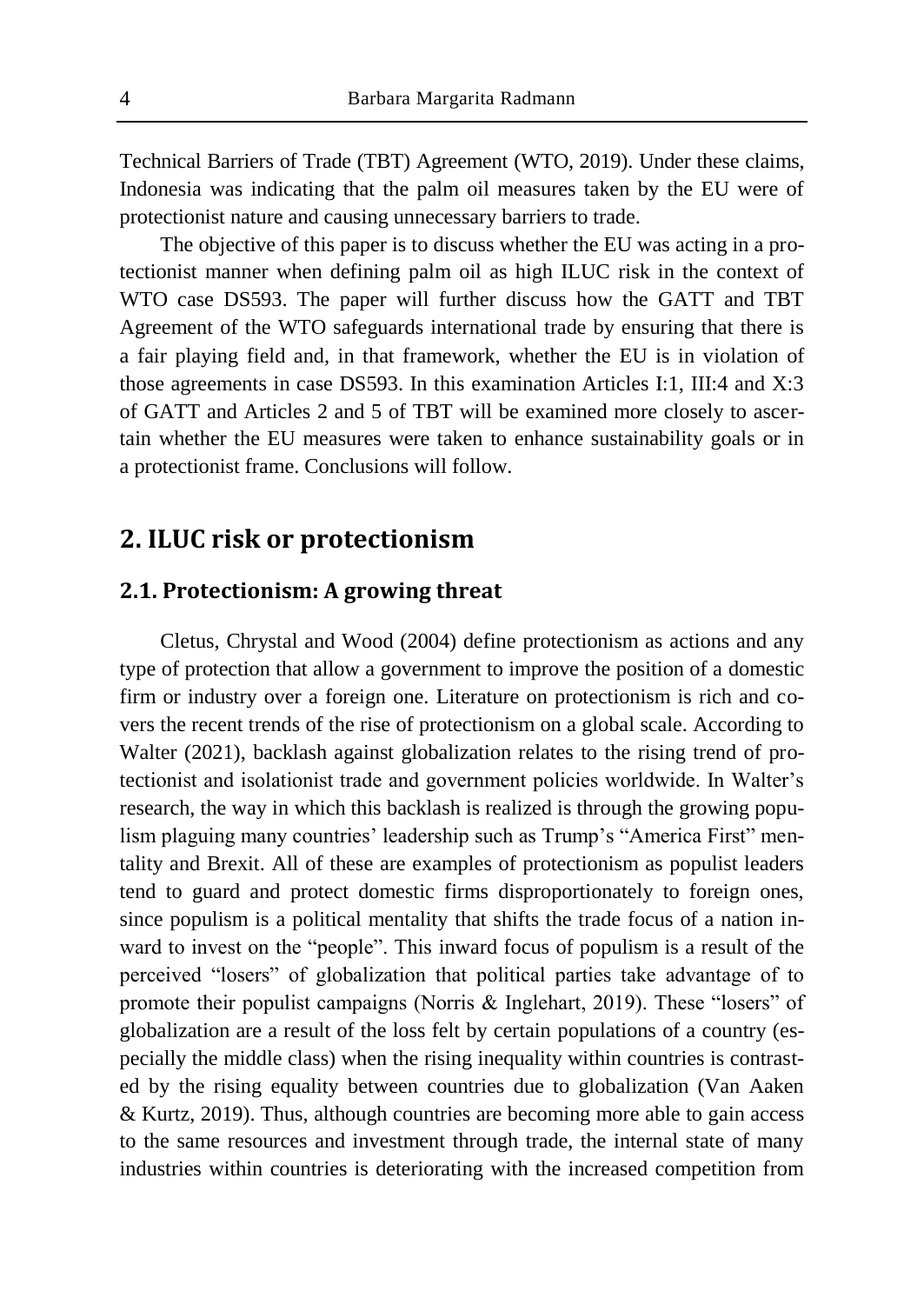Technical Barriers of Trade (TBT) Agreement (WTO, 2019). Under these claims, Indonesia was indicating that the palm oil measures taken by the EU were of protectionist nature and causing unnecessary barriers to trade.

The objective of this paper is to discuss whether the EU was acting in a protectionist manner when defining palm oil as high ILUC risk in the context of WTO case DS593. The paper will further discuss how the GATT and TBT Agreement of the WTO safeguards international trade by ensuring that there is a fair playing field and, in that framework, whether the EU is in violation of those agreements in case DS593. In this examination Articles I:1, III:4 and X:3 of GATT and Articles 2 and 5 of TBT will be examined more closely to ascertain whether the EU measures were taken to enhance sustainability goals or in a protectionist frame. Conclusions will follow.

## 2. ILUC risk or protectionism

### 2.1. Protectionism: A growing threat

Cletus, Chrystal and Wood (2004) define protectionism as actions and any type of protection that allow a government to improve the position of a domestic firm or industry over a foreign one. Literature on protectionism is rich and covers the recent trends of the rise of protectionism on a global scale. According to Walter (2021), backlash against globalization relates to the rising trend of protectionist and isolationist trade and government policies worldwide. In Walter's research, the way in which this backlash is realized is through the growing populism plaguing many countries' leadership such as Trump's "America First" mentality and Brexit. All of these are examples of protectionism as populist leaders tend to guard and protect domestic firms disproportionately to foreign ones, since populism is a political mentality that shifts the trade focus of a nation inward to invest on the "people". This inward focus of populism is a result of the perceived "losers" of globalization that political parties take advantage of to promote their populist campaigns (Norris & Inglehart, 2019). These "losers" of globalization are a result of the loss felt by certain populations of a country (especially the middle class) when the rising inequality within countries is contrasted by the rising equality between countries due to globalization (Van Aaken & Kurtz, 2019). Thus, although countries are becoming more able to gain access to the same resources and investment through trade, the internal state of many industries within countries is deteriorating with the increased competition from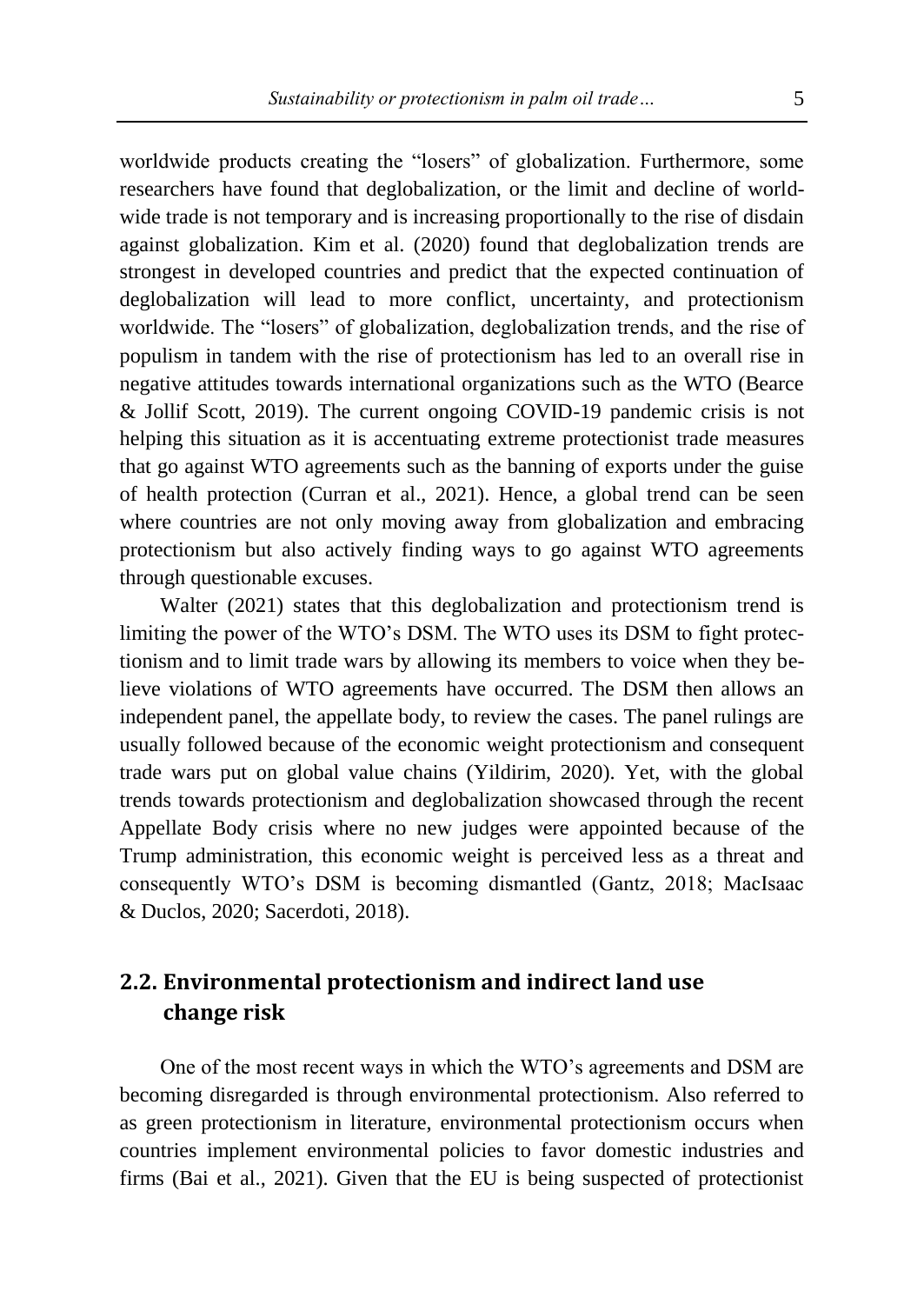worldwide products creating the "losers" of globalization. Furthermore, some researchers have found that deglobalization, or the limit and decline of worldwide trade is not temporary and is increasing proportionally to the rise of disdain against globalization. Kim et al. (2020) found that deglobalization trends are strongest in developed countries and predict that the expected continuation of deglobalization will lead to more conflict, uncertainty, and protectionism worldwide. The "losers" of globalization, deglobalization trends, and the rise of populism in tandem with the rise of protectionism has led to an overall rise in negative attitudes towards international organizations such as the WTO (Bearce & Jollif Scott, 2019). The current ongoing COVID-19 pandemic crisis is not helping this situation as it is accentuating extreme protectionist trade measures that go against WTO agreements such as the banning of exports under the guise of health protection (Curran et al., 2021). Hence, a global trend can be seen where countries are not only moving away from globalization and embracing protectionism but also actively finding ways to go against WTO agreements through questionable excuses.

Walter (2021) states that this deglobalization and protectionism trend is limiting the power of the WTO's DSM. The WTO uses its DSM to fight protectionism and to limit trade wars by allowing its members to voice when they believe violations of WTO agreements have occurred. The DSM then allows an independent panel, the appellate body, to review the cases. The panel rulings are usually followed because of the economic weight protectionism and consequent trade wars put on global value chains (Yildirim, 2020). Yet, with the global trends towards protectionism and deglobalization showcased through the recent Appellate Body crisis where no new judges were appointed because of the Trump administration, this economic weight is perceived less as a threat and consequently WTO's DSM is becoming dismantled (Gantz, 2018; MacIsaac & Duclos, 2020; Sacerdoti, 2018).

## 2.2. Environmental protectionism and indirect land use change risk

One of the most recent ways in which the WTO's agreements and DSM are becoming disregarded is through environmental protectionism. Also referred to as green protectionism in literature, environmental protectionism occurs when countries implement environmental policies to favor domestic industries and firms (Bai et al., 2021). Given that the EU is being suspected of protectionist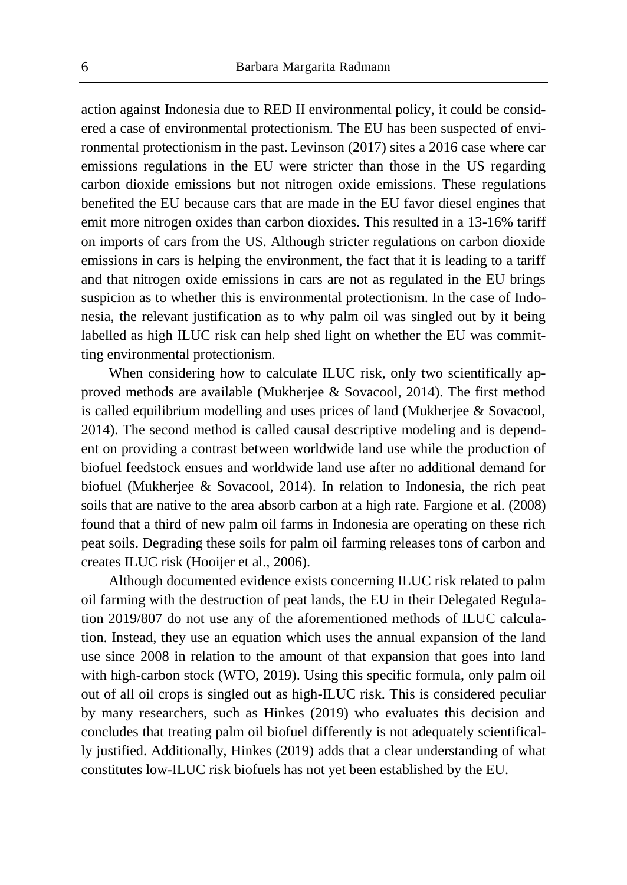action against Indonesia due to RED II environmental policy, it could be considered a case of environmental protectionism. The EU has been suspected of environmental protectionism in the past. Levinson (2017) sites a 2016 case where car emissions regulations in the EU were stricter than those in the US regarding carbon dioxide emissions but not nitrogen oxide emissions. These regulations benefited the EU because cars that are made in the EU favor diesel engines that emit more nitrogen oxides than carbon dioxides. This resulted in a 13-16% tariff on imports of cars from the US. Although stricter regulations on carbon dioxide emissions in cars is helping the environment, the fact that it is leading to a tariff and that nitrogen oxide emissions in cars are not as regulated in the EU brings suspicion as to whether this is environmental protectionism. In the case of Indonesia, the relevant justification as to why palm oil was singled out by it being labelled as high ILUC risk can help shed light on whether the EU was committing environmental protectionism.

When considering how to calculate ILUC risk, only two scientifically approved methods are available (Mukherjee & Sovacool, 2014). The first method is called equilibrium modelling and uses prices of land (Mukherjee & Sovacool, 2014). The second method is called causal descriptive modeling and is dependent on providing a contrast between worldwide land use while the production of biofuel feedstock ensues and worldwide land use after no additional demand for biofuel (Mukherjee & Sovacool, 2014). In relation to Indonesia, the rich peat soils that are native to the area absorb carbon at a high rate. Fargione et al. (2008) found that a third of new palm oil farms in Indonesia are operating on these rich peat soils. Degrading these soils for palm oil farming releases tons of carbon and creates ILUC risk (Hooijer et al., 2006).

Although documented evidence exists concerning ILUC risk related to palm oil farming with the destruction of peat lands, the EU in their Delegated Regulation 2019/807 do not use any of the aforementioned methods of ILUC calculation. Instead, they use an equation which uses the annual expansion of the land use since 2008 in relation to the amount of that expansion that goes into land with high-carbon stock (WTO, 2019). Using this specific formula, only palm oil out of all oil crops is singled out as high-ILUC risk. This is considered peculiar by many researchers, such as Hinkes (2019) who evaluates this decision and concludes that treating palm oil biofuel differently is not adequately scientifically justified. Additionally, Hinkes (2019) adds that a clear understanding of what constitutes low-ILUC risk biofuels has not yet been established by the EU.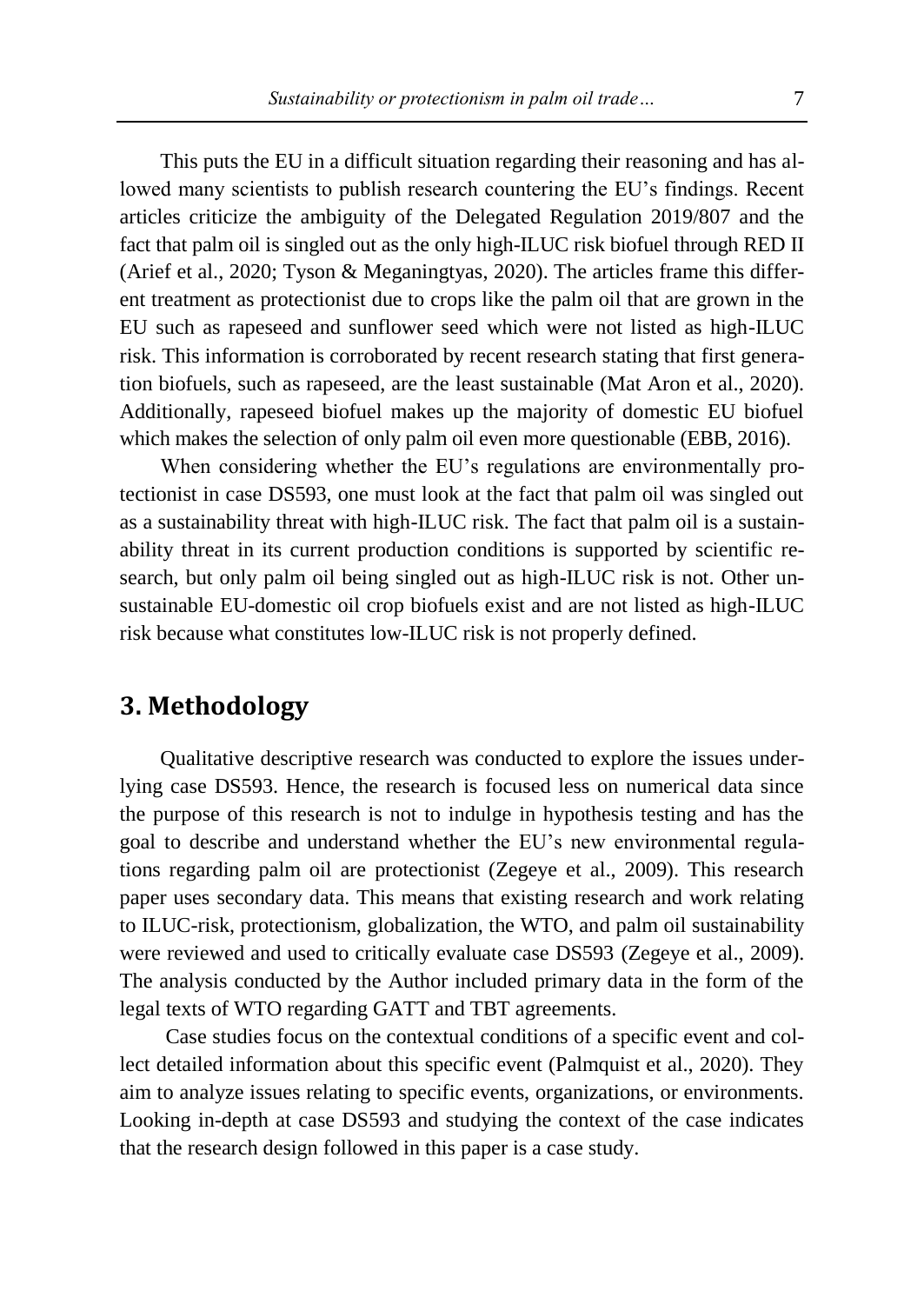This puts the EU in a difficult situation regarding their reasoning and has allowed many scientists to publish research countering the EU's findings. Recent articles criticize the ambiguity of the Delegated Regulation 2019/807 and the fact that palm oil is singled out as the only high-ILUC risk biofuel through RED II (Arief et al., 2020; Tyson & Meganingtyas, 2020). The articles frame this different treatment as protectionist due to crops like the palm oil that are grown in the EU such as rapeseed and sunflower seed which were not listed as high-ILUC risk. This information is corroborated by recent research stating that first generation biofuels, such as rapeseed, are the least sustainable (Mat Aron et al., 2020). Additionally, rapeseed biofuel makes up the majority of domestic EU biofuel which makes the selection of only palm oil even more questionable (EBB, 2016).

When considering whether the EU's regulations are environmentally protectionist in case DS593, one must look at the fact that palm oil was singled out as a sustainability threat with high-ILUC risk. The fact that palm oil is a sustainability threat in its current production conditions is supported by scientific research, but only palm oil being singled out as high-ILUC risk is not. Other unsustainable EU-domestic oil crop biofuels exist and are not listed as high-ILUC risk because what constitutes low-ILUC risk is not properly defined.

## 3. Methodology

Qualitative descriptive research was conducted to explore the issues underlying case DS593. Hence, the research is focused less on numerical data since the purpose of this research is not to indulge in hypothesis testing and has the goal to describe and understand whether the EU's new environmental regulations regarding palm oil are protectionist (Zegeye et al., 2009). This research paper uses secondary data. This means that existing research and work relating to ILUC-risk, protectionism, globalization, the WTO, and palm oil sustainability were reviewed and used to critically evaluate case DS593 (Zegeye et al., 2009). The analysis conducted by the Author included primary data in the form of the legal texts of WTO regarding GATT and TBT agreements.

Case studies focus on the contextual conditions of a specific event and collect detailed information about this specific event (Palmquist et al., 2020). They aim to analyze issues relating to specific events, organizations, or environments. Looking in-depth at case DS593 and studying the context of the case indicates that the research design followed in this paper is a case study.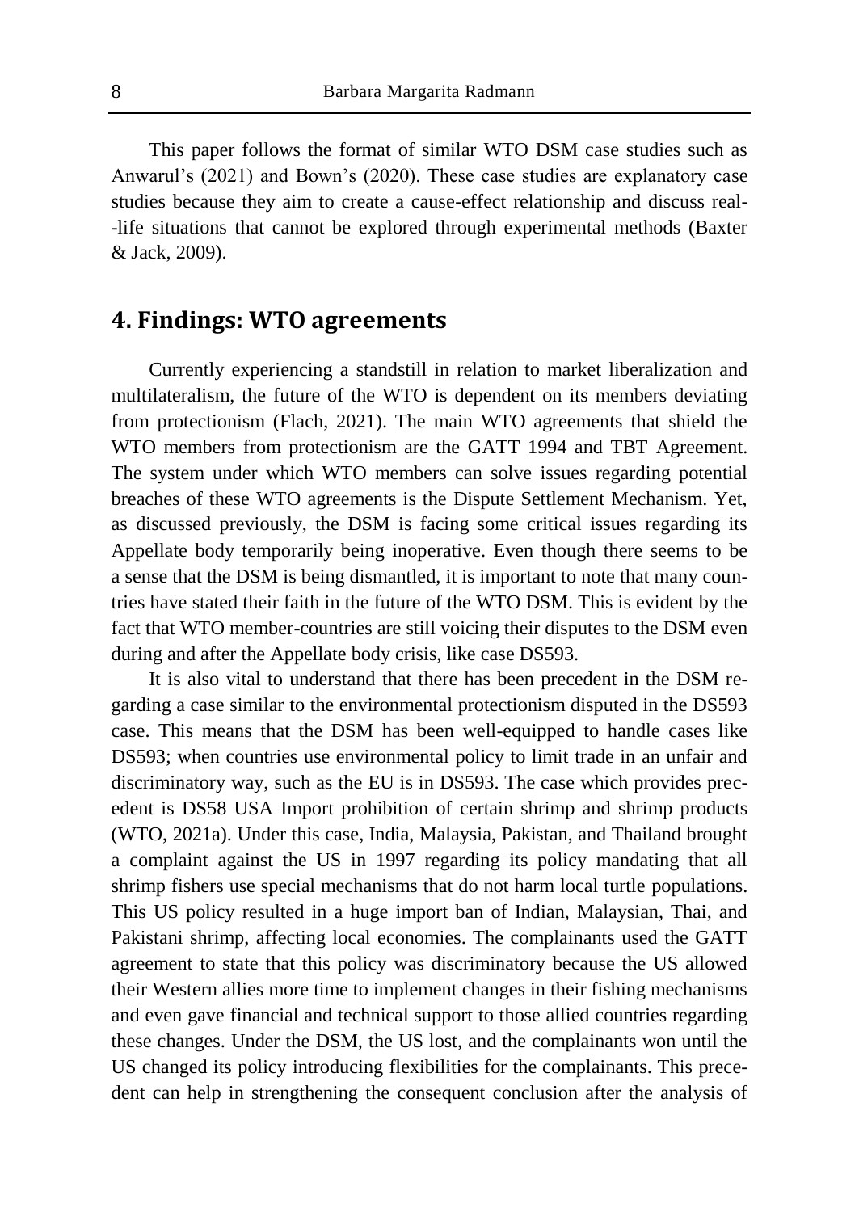This paper follows the format of similar WTO DSM case studies such as Anwarul's (2021) and Bown's (2020). These case studies are explanatory case studies because they aim to create a cause-effect relationship and discuss real-life situations that cannot be explored through experimental methods (Baxter & Jack, 2009).

## 4. Findings: WTO agreements

Currently experiencing a standstill in relation to market liberalization and multilateralism, the future of the WTO is dependent on its members deviating from protectionism (Flach, 2021). The main WTO agreements that shield the WTO members from protectionism are the GATT 1994 and TBT Agreement. The system under which WTO members can solve issues regarding potential breaches of these WTO agreements is the Dispute Settlement Mechanism. Yet, as discussed previously, the DSM is facing some critical issues regarding its Appellate body temporarily being inoperative. Even though there seems to be a sense that the DSM is being dismantled, it is important to note that many countries have stated their faith in the future of the WTO DSM. This is evident by the fact that WTO member-countries are still voicing their disputes to the DSM even during and after the Appellate body crisis, like case DS593.

It is also vital to understand that there has been precedent in the DSM regarding a case similar to the environmental protectionism disputed in the DS593 case. This means that the DSM has been well-equipped to handle cases like DS593; when countries use environmental policy to limit trade in an unfair and discriminatory way, such as the EU is in DS593. The case which provides precedent is DS58 USA Import prohibition of certain shrimp and shrimp products (WTO, 2021a). Under this case, India, Malaysia, Pakistan, and Thailand brought a complaint against the US in 1997 regarding its policy mandating that all shrimp fishers use special mechanisms that do not harm local turtle populations. This US policy resulted in a huge import ban of Indian, Malaysian, Thai, and Pakistani shrimp, affecting local economies. The complainants used the GATT agreement to state that this policy was discriminatory because the US allowed their Western allies more time to implement changes in their fishing mechanisms and even gave financial and technical support to those allied countries regarding these changes. Under the DSM, the US lost, and the complainants won until the US changed its policy introducing flexibilities for the complainants. This precedent can help in strengthening the consequent conclusion after the analysis of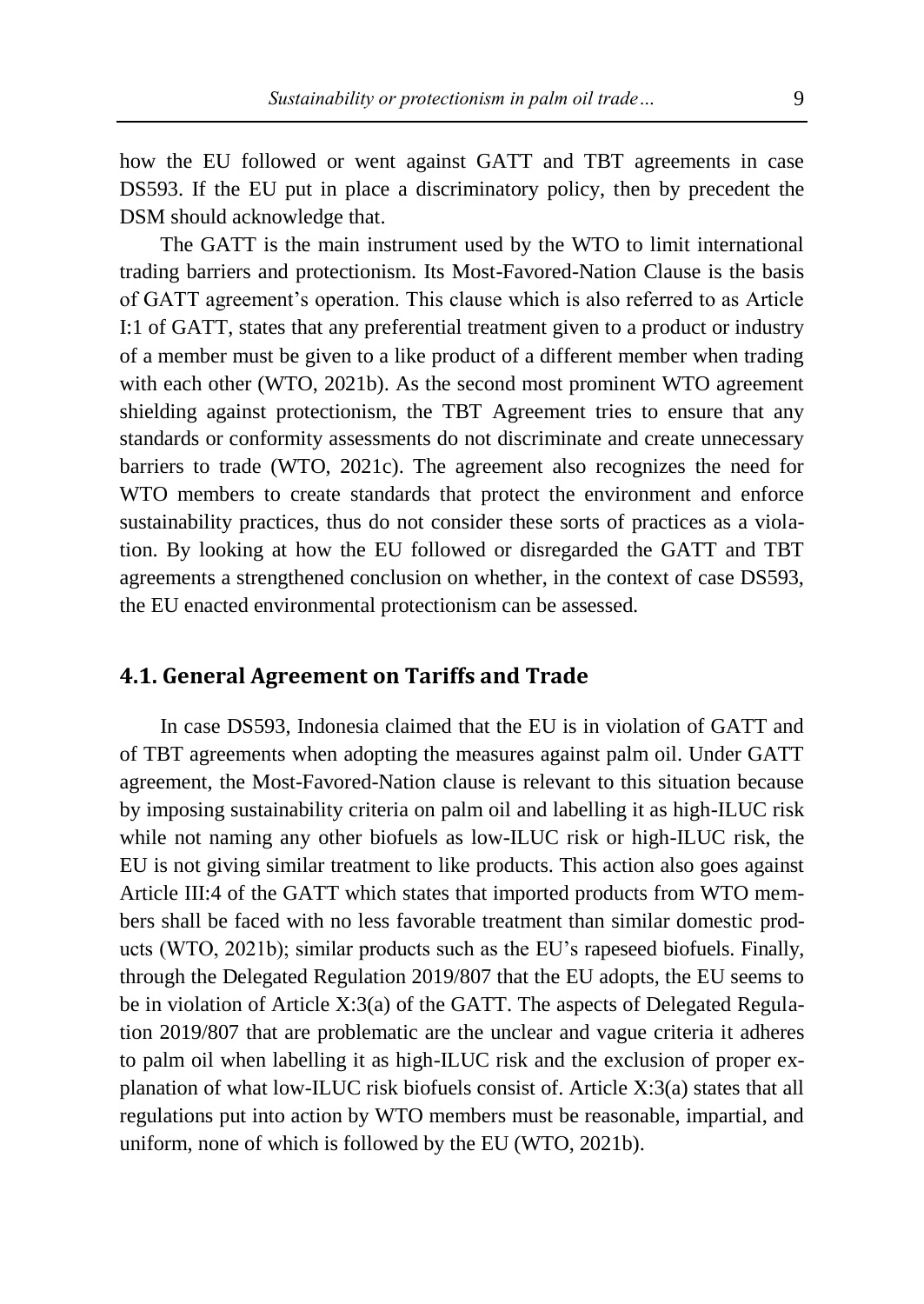how the EU followed or went against GATT and TBT agreements in case DS593. If the EU put in place a discriminatory policy, then by precedent the DSM should acknowledge that.

The GATT is the main instrument used by the WTO to limit international trading barriers and protectionism. Its Most-Favored-Nation Clause is the basis of GATT agreement's operation. This clause which is also referred to as Article I:1 of GATT, states that any preferential treatment given to a product or industry of a member must be given to a like product of a different member when trading with each other (WTO, 2021b). As the second most prominent WTO agreement shielding against protectionism, the TBT Agreement tries to ensure that any standards or conformity assessments do not discriminate and create unnecessary barriers to trade (WTO, 2021c). The agreement also recognizes the need for WTO members to create standards that protect the environment and enforce sustainability practices, thus do not consider these sorts of practices as a violation. By looking at how the EU followed or disregarded the GATT and TBT agreements a strengthened conclusion on whether, in the context of case DS593, the EU enacted environmental protectionism can be assessed.

## 4.1. General Agreement on Tariffs and Trade

In case DS593, Indonesia claimed that the EU is in violation of GATT and of TBT agreements when adopting the measures against palm oil. Under GATT agreement, the Most-Favored-Nation clause is relevant to this situation because by imposing sustainability criteria on palm oil and labelling it as high-ILUC risk while not naming any other biofuels as low-ILUC risk or high-ILUC risk, the EU is not giving similar treatment to like products. This action also goes against Article III:4 of the GATT which states that imported products from WTO members shall be faced with no less favorable treatment than similar domestic products (WTO, 2021b); similar products such as the EU's rapeseed biofuels. Finally, through the Delegated Regulation 2019/807 that the EU adopts, the EU seems to be in violation of Article X:3(a) of the GATT. The aspects of Delegated Regulation 2019/807 that are problematic are the unclear and vague criteria it adheres to palm oil when labelling it as high-ILUC risk and the exclusion of proper explanation of what low-ILUC risk biofuels consist of. Article X:3(a) states that all regulations put into action by WTO members must be reasonable, impartial, and uniform, none of which is followed by the EU (WTO, 2021b).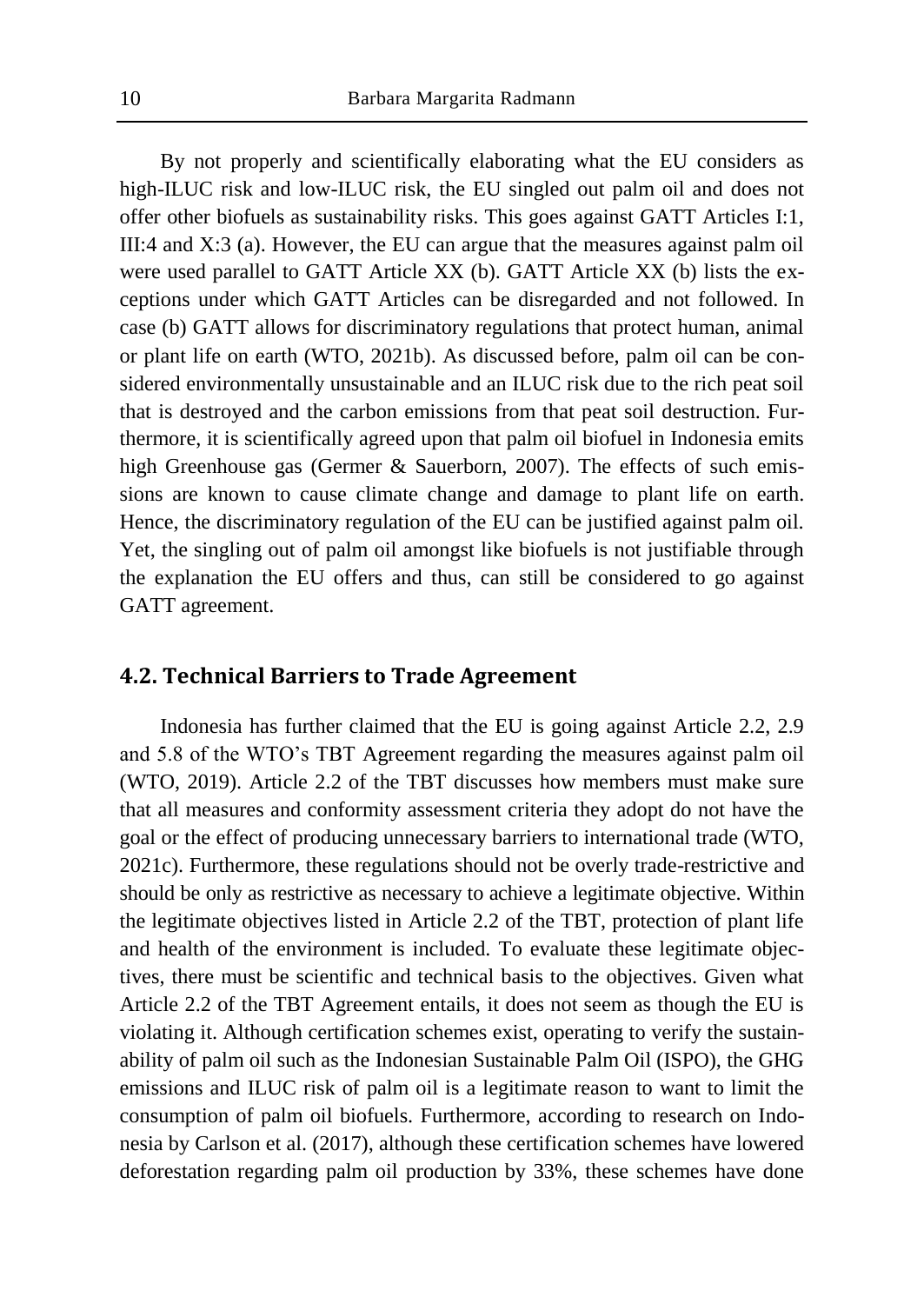By not properly and scientifically elaborating what the EU considers as high-ILUC risk and low-ILUC risk, the EU singled out palm oil and does not offer other biofuels as sustainability risks. This goes against GATT Articles I:1, III:4 and X:3 (a). However, the EU can argue that the measures against palm oil were used parallel to GATT Article XX (b). GATT Article XX (b) lists the exceptions under which GATT Articles can be disregarded and not followed. In case (b) GATT allows for discriminatory regulations that protect human, animal or plant life on earth (WTO, 2021b). As discussed before, palm oil can be considered environmentally unsustainable and an ILUC risk due to the rich peat soil that is destroyed and the carbon emissions from that peat soil destruction. Furthermore, it is scientifically agreed upon that palm oil biofuel in Indonesia emits high Greenhouse gas (Germer & Sauerborn, 2007). The effects of such emissions are known to cause climate change and damage to plant life on earth. Hence, the discriminatory regulation of the EU can be justified against palm oil. Yet, the singling out of palm oil amongst like biofuels is not justifiable through the explanation the EU offers and thus, can still be considered to go against GATT agreement.

## 4.2. Technical Barriers to Trade Agreement

Indonesia has further claimed that the EU is going against Article 2.2, 2.9 and 5.8 of the WTO's TBT Agreement regarding the measures against palm oil (WTO, 2019). Article 2.2 of the TBT discusses how members must make sure that all measures and conformity assessment criteria they adopt do not have the goal or the effect of producing unnecessary barriers to international trade (WTO, 2021c). Furthermore, these regulations should not be overly trade-restrictive and should be only as restrictive as necessary to achieve a legitimate objective. Within the legitimate objectives listed in Article 2.2 of the TBT, protection of plant life and health of the environment is included. To evaluate these legitimate objectives, there must be scientific and technical basis to the objectives. Given what Article 2.2 of the TBT Agreement entails, it does not seem as though the EU is violating it. Although certification schemes exist, operating to verify the sustainability of palm oil such as the Indonesian Sustainable Palm Oil (ISPO), the GHG emissions and ILUC risk of palm oil is a legitimate reason to want to limit the consumption of palm oil biofuels. Furthermore, according to research on Indonesia by Carlson et al. (2017), although these certification schemes have lowered deforestation regarding palm oil production by 33%, these schemes have done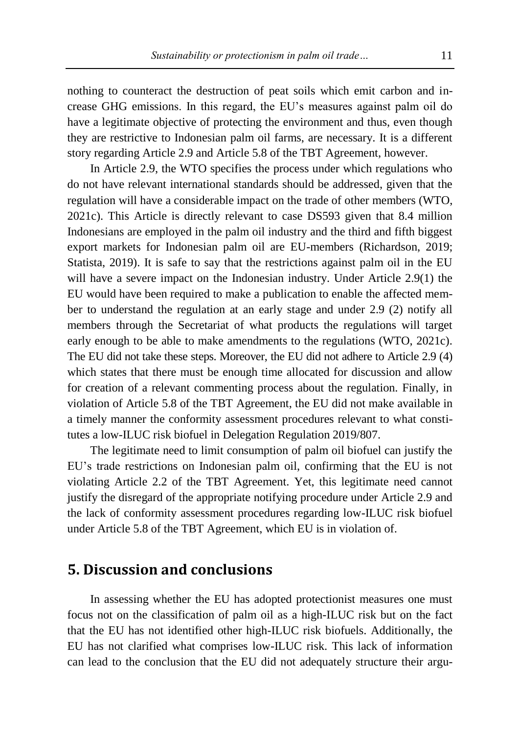nothing to counteract the destruction of peat soils which emit carbon and increase GHG emissions. In this regard, the EU's measures against palm oil do have a legitimate objective of protecting the environment and thus, even though they are restrictive to Indonesian palm oil farms, are necessary. It is a different story regarding Article 2.9 and Article 5.8 of the TBT Agreement, however.

In Article 2.9, the WTO specifies the process under which regulations who do not have relevant international standards should be addressed, given that the regulation will have a considerable impact on the trade of other members (WTO, 2021c). This Article is directly relevant to case DS593 given that 8.4 million Indonesians are employed in the palm oil industry and the third and fifth biggest export markets for Indonesian palm oil are EU-members (Richardson, 2019; Statista, 2019). It is safe to say that the restrictions against palm oil in the EU will have a severe impact on the Indonesian industry. Under Article 2.9(1) the EU would have been required to make a publication to enable the affected member to understand the regulation at an early stage and under 2.9 (2) notify all members through the Secretariat of what products the regulations will target early enough to be able to make amendments to the regulations (WTO, 2021c). The EU did not take these steps. Moreover, the EU did not adhere to Article 2.9 (4) which states that there must be enough time allocated for discussion and allow for creation of a relevant commenting process about the regulation. Finally, in violation of Article 5.8 of the TBT Agreement, the EU did not make available in a timely manner the conformity assessment procedures relevant to what constitutes a low-ILUC risk biofuel in Delegation Regulation 2019/807.

The legitimate need to limit consumption of palm oil biofuel can justify the EU's trade restrictions on Indonesian palm oil, confirming that the EU is not violating Article 2.2 of the TBT Agreement. Yet, this legitimate need cannot justify the disregard of the appropriate notifying procedure under Article 2.9 and the lack of conformity assessment procedures regarding low-ILUC risk biofuel under Article 5.8 of the TBT Agreement, which EU is in violation of.

## 5. Discussion and conclusions

In assessing whether the EU has adopted protectionist measures one must focus not on the classification of palm oil as a high-ILUC risk but on the fact that the EU has not identified other high-ILUC risk biofuels. Additionally, the EU has not clarified what comprises low-ILUC risk. This lack of information can lead to the conclusion that the EU did not adequately structure their argu-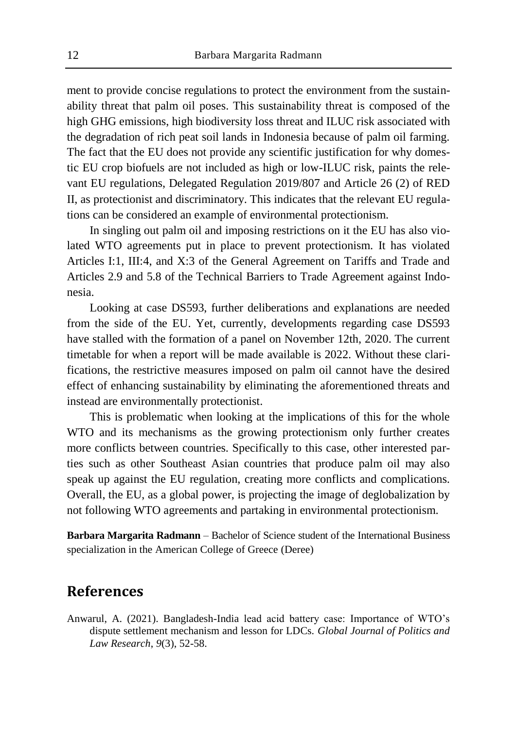ment to provide concise regulations to protect the environment from the sustainability threat that palm oil poses. This sustainability threat is composed of the high GHG emissions, high biodiversity loss threat and ILUC risk associated with the degradation of rich peat soil lands in Indonesia because of palm oil farming. The fact that the EU does not provide any scientific justification for why domestic EU crop biofuels are not included as high or low-ILUC risk, paints the relevant EU regulations, Delegated Regulation 2019/807 and Article 26 (2) of RED II, as protectionist and discriminatory. This indicates that the relevant EU regulations can be considered an example of environmental protectionism.

In singling out palm oil and imposing restrictions on it the EU has also violated WTO agreements put in place to prevent protectionism. It has violated Articles I:1, III:4, and X:3 of the General Agreement on Tariffs and Trade and Articles 2.9 and 5.8 of the Technical Barriers to Trade Agreement against Indonesia.

Looking at case DS593, further deliberations and explanations are needed from the side of the EU. Yet, currently, developments regarding case DS593 have stalled with the formation of a panel on November 12th, 2020. The current timetable for when a report will be made available is 2022. Without these clarifications, the restrictive measures imposed on palm oil cannot have the desired effect of enhancing sustainability by eliminating the aforementioned threats and instead are environmentally protectionist.

This is problematic when looking at the implications of this for the whole WTO and its mechanisms as the growing protectionism only further creates more conflicts between countries. Specifically to this case, other interested parties such as other Southeast Asian countries that produce palm oil may also speak up against the EU regulation, creating more conflicts and complications. Overall, the EU, as a global power, is projecting the image of deglobalization by not following WTO agreements and partaking in environmental protectionism.

**Barbara Margarita Radmann** – Bachelor of Science student of the International Business specialization in the American College of Greece (Deree)

## References

Anwarul, A. (2021). Bangladesh-India lead acid battery case: Importance of WTO's dispute settlement mechanism and lesson for LDCs. *Global Journal of Politics and Law Research*, *9*(3), 52-58.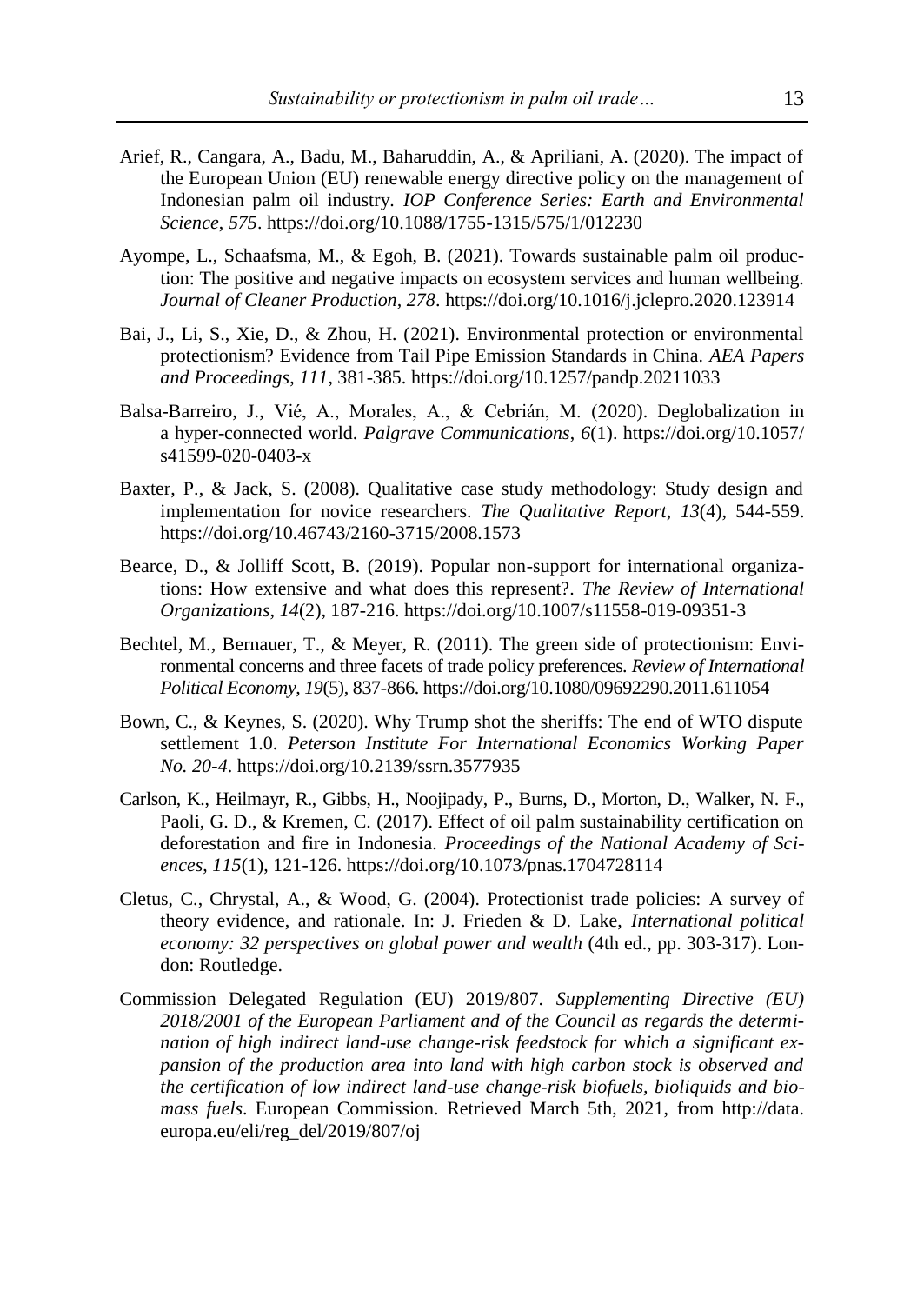Arief, R., Cangara, A., Badu, M., Baharuddin, A., & Apriliani, A. (2020). The impact of the European Union (EU) renewable energy directive policy on the management of Indonesian palm oil industry. *IOP Conference Series: Earth and Environmental Science*, *575*. https://doi.org/10.1088/1755-1315/575/1/012230

Ayompe, L., Schaafsma, M., & Egoh, B. (2021). Towards sustainable palm oil production: The positive and negative impacts on ecosystem services and human wellbeing. *Journal of Cleaner Production*, *278*. https://doi.org/10.1016/j.jclepro.2020.123914

Bai, J., Li, S., Xie, D., & Zhou, H. (2021). Environmental protection or environmental protectionism? Evidence from Tail Pipe Emission Standards in China. *AEA Papers and Proceedings*, *111*, 381-385. https://doi.org/10.1257/pandp.20211033

Balsa-Barreiro, J., Vié, A., Morales, A., & Cebrián, M. (2020). Deglobalization in a hyper-connected world. *Palgrave Communications*, *6*(1). https://doi.org/10.1057/s41599-020-0403-x

Baxter, P., & Jack, S. (2008). Qualitative case study methodology: Study design and implementation for novice researchers. *The Qualitative Report*, *13*(4), 544-559. https://doi.org/10.46743/2160-3715/2008.1573

Bearce, D., & Jolliff Scott, B. (2019). Popular non-support for international organizations: How extensive and what does this represent?. *The Review of International Organizations*, *14*(2), 187-216. https://doi.org/10.1007/s11558-019-09351-3

Bechtel, M., Bernauer, T., & Meyer, R. (2011). The green side of protectionism: Environmental concerns and three facets of trade policy preferences. *Review of International Political Economy*, *19*(5), 837-866. https://doi.org/10.1080/09692290.2011.611054

Bown, C., & Keynes, S. (2020). Why Trump shot the sheriffs: The end of WTO dispute settlement 1.0. *Peterson Institute For International Economics Working Paper No. 20-4*. https://doi.org/10.2139/ssrn.3577935

Carlson, K., Heilmayr, R., Gibbs, H., Noojipady, P., Burns, D., Morton, D., Walker, N. F., Paoli, G. D., & Kremen, C. (2017). Effect of oil palm sustainability certification on deforestation and fire in Indonesia. *Proceedings of the National Academy of Sciences*, *115*(1), 121-126. https://doi.org/10.1073/pnas.1704728114

Cletus, C., Chrystal, A., & Wood, G. (2004). Protectionist trade policies: A survey of theory evidence, and rationale. In: J. Frieden & D. Lake, *International political economy: 32 perspectives on global power and wealth* (4th ed., pp. 303-317). London: Routledge.

Commission Delegated Regulation (EU) 2019/807. *Supplementing Directive (EU) 2018/2001 of the European Parliament and of the Council as regards the determination of high indirect land-use change-risk feedstock for which a significant expansion of the production area into land with high carbon stock is observed and the certification of low indirect land-use change-risk biofuels, bioliquids and biomass fuels*. European Commission. Retrieved March 5th, 2021, from http://data.europa.eu/eli/reg_del/2019/807/oj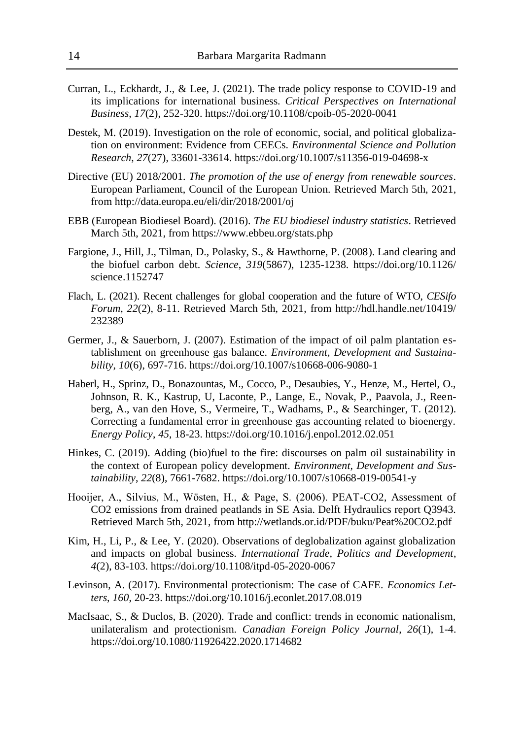Curran, L., Eckhardt, J., & Lee, J. (2021). The trade policy response to COVID-19 and its implications for international business. *Critical Perspectives on International Business*, *17*(2), 252-320. https://doi.org/10.1108/cpoib-05-2020-0041

Destek, M. (2019). Investigation on the role of economic, social, and political globalization on environment: Evidence from CEECs. *Environmental Science and Pollution Research*, *27*(27), 33601-33614. https://doi.org/10.1007/s11356-019-04698-x

Directive (EU) 2018/2001. *The promotion of the use of energy from renewable sources*. European Parliament, Council of the European Union. Retrieved March 5th, 2021, from http://data.europa.eu/eli/dir/2018/2001/oj

EBB (European Biodiesel Board). (2016). *The EU biodiesel industry statistics*. Retrieved March 5th, 2021, from https://www.ebbeu.org/stats.php

Fargione, J., Hill, J., Tilman, D., Polasky, S., & Hawthorne, P. (2008). Land clearing and the biofuel carbon debt. *Science*, *319*(5867), 1235-1238. https://doi.org/10.1126/science.1152747

Flach, L. (2021). Recent challenges for global cooperation and the future of WTO, *CESifo Forum*, *22*(2), 8-11. Retrieved March 5th, 2021, from http://hdl.handle.net/10419/232389

Germer, J., & Sauerborn, J. (2007). Estimation of the impact of oil palm plantation establishment on greenhouse gas balance. *Environment, Development and Sustainability*, *10*(6), 697-716. https://doi.org/10.1007/s10668-006-9080-1

Haberl, H., Sprinz, D., Bonazountas, M., Cocco, P., Desaubies, Y., Henze, M., Hertel, O., Johnson, R. K., Kastrup, U, Laconte, P., Lange, E., Novak, P., Paavola, J., Reenberg, A., van den Hove, S., Vermeire, T., Wadhams, P., & Searchinger, T. (2012). Correcting a fundamental error in greenhouse gas accounting related to bioenergy. *Energy Policy*, *45*, 18-23. https://doi.org/10.1016/j.enpol.2012.02.051

Hinkes, C. (2019). Adding (bio)fuel to the fire: discourses on palm oil sustainability in the context of European policy development. *Environment, Development and Sustainability*, *22*(8), 7661-7682. https://doi.org/10.1007/s10668-019-00541-y

Hooijer, A., Silvius, M., Wösten, H., & Page, S. (2006). PEAT-CO2, Assessment of CO2 emissions from drained peatlands in SE Asia. Delft Hydraulics report Q3943. Retrieved March 5th, 2021, from http://wetlands.or.id/PDF/buku/Peat%20CO2.pdf

Kim, H., Li, P., & Lee, Y. (2020). Observations of deglobalization against globalization and impacts on global business. *International Trade, Politics and Development*, *4*(2), 83-103. https://doi.org/10.1108/itpd-05-2020-0067

Levinson, A. (2017). Environmental protectionism: The case of CAFE. *Economics Letters*, *160*, 20-23. https://doi.org/10.1016/j.econlet.2017.08.019

MacIsaac, S., & Duclos, B. (2020). Trade and conflict: trends in economic nationalism, unilateralism and protectionism. *Canadian Foreign Policy Journal*, *26*(1), 1-4. https://doi.org/10.1080/11926422.2020.1714682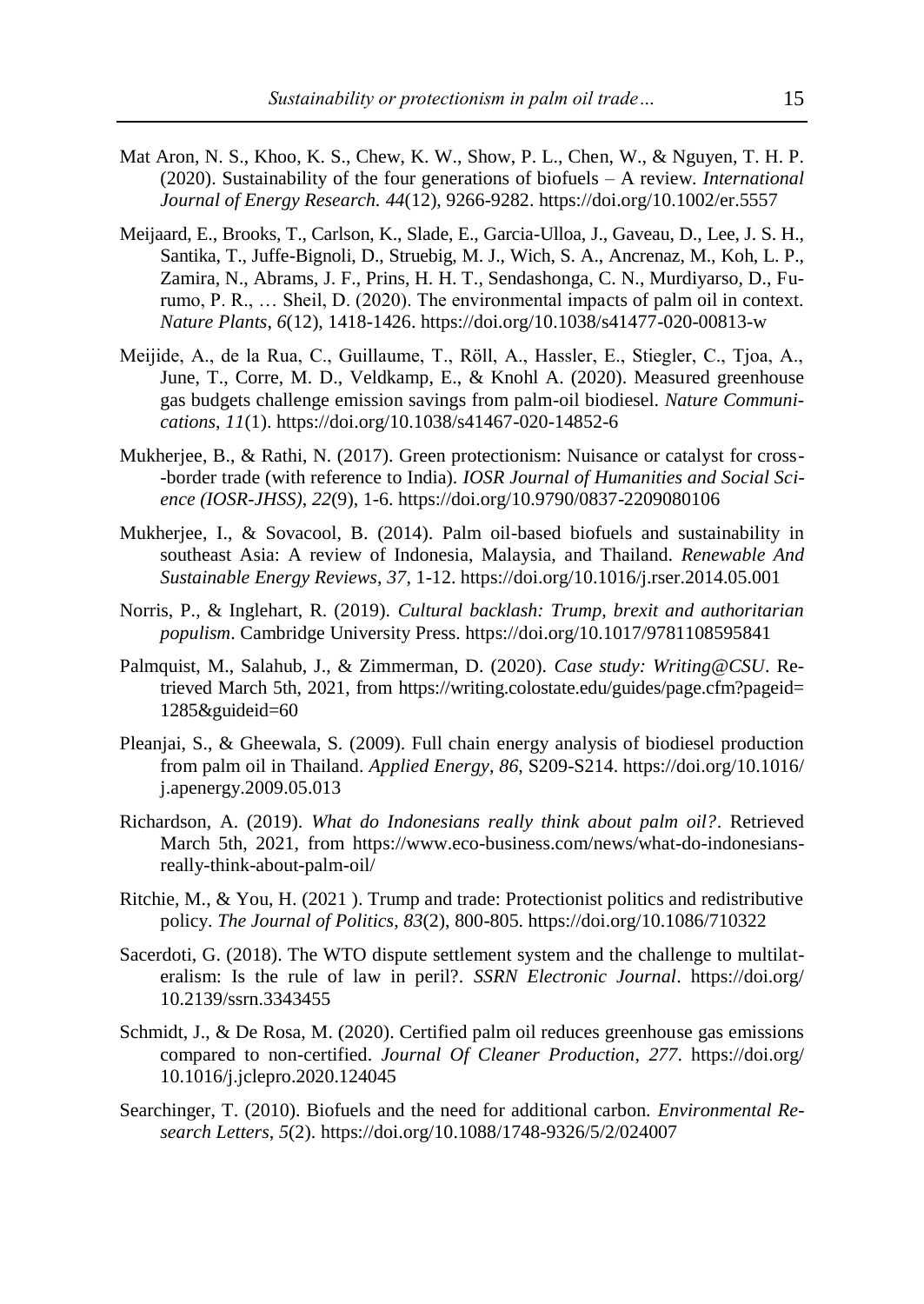Mat Aron, N. S., Khoo, K. S., Chew, K. W., Show, P. L., Chen, W., & Nguyen, T. H. P. (2020). Sustainability of the four generations of biofuels – A review. *International Journal of Energy Research. 44*(12), 9266-9282. https://doi.org/10.1002/er.5557

Meijaard, E., Brooks, T., Carlson, K., Slade, E., Garcia-Ulloa, J., Gaveau, D., Lee, J. S. H., Santika, T., Juffe-Bignoli, D., Struebig, M. J., Wich, S. A., Ancrenaz, M., Koh, L. P., Zamira, N., Abrams, J. F., Prins, H. H. T., Sendashonga, C. N., Murdiyarso, D., Furumo, P. R., … Sheil, D. (2020). The environmental impacts of palm oil in context. *Nature Plants*, *6*(12), 1418-1426. https://doi.org/10.1038/s41477-020-00813-w

Meijide, A., de la Rua, C., Guillaume, T., Röll, A., Hassler, E., Stiegler, C., Tjoa, A., June, T., Corre, M. D., Veldkamp, E., & Knohl A. (2020). Measured greenhouse gas budgets challenge emission savings from palm-oil biodiesel. *Nature Communications*, *11*(1). https://doi.org/10.1038/s41467-020-14852-6

Mukherjee, B., & Rathi, N. (2017). Green protectionism: Nuisance or catalyst for cross-border trade (with reference to India). *IOSR Journal of Humanities and Social Science (IOSR-JHSS)*, *22*(9), 1-6. https://doi.org/10.9790/0837-2209080106

Mukherjee, I., & Sovacool, B. (2014). Palm oil-based biofuels and sustainability in southeast Asia: A review of Indonesia, Malaysia, and Thailand. *Renewable And Sustainable Energy Reviews*, *37*, 1-12. https://doi.org/10.1016/j.rser.2014.05.001

Norris, P., & Inglehart, R. (2019). *Cultural backlash: Trump, brexit and authoritarian populism*. Cambridge University Press. https://doi.org/10.1017/9781108595841

Palmquist, M., Salahub, J., & Zimmerman, D. (2020). *Case study: Writing@CSU*. Retrieved March 5th, 2021, from https://writing.colostate.edu/guides/page.cfm?pageid=1285&guideid=60

Pleanjai, S., & Gheewala, S. (2009). Full chain energy analysis of biodiesel production from palm oil in Thailand. *Applied Energy*, *86*, S209-S214. https://doi.org/10.1016/j.apenergy.2009.05.013

Richardson, A. (2019). *What do Indonesians really think about palm oil?*. Retrieved March 5th, 2021, from https://www.eco-business.com/news/what-do-indonesians-really-think-about-palm-oil/

Ritchie, M., & You, H. (2021 ). Trump and trade: Protectionist politics and redistributive policy. *The Journal of Politics*, *83*(2), 800-805. https://doi.org/10.1086/710322

Sacerdoti, G. (2018). The WTO dispute settlement system and the challenge to multilateralism: Is the rule of law in peril?. *SSRN Electronic Journal*. https://doi.org/10.2139/ssrn.3343455

Schmidt, J., & De Rosa, M. (2020). Certified palm oil reduces greenhouse gas emissions compared to non-certified. *Journal Of Cleaner Production*, *277*. https://doi.org/10.1016/j.jclepro.2020.124045

Searchinger, T. (2010). Biofuels and the need for additional carbon. *Environmental Research Letters*, *5*(2). https://doi.org/10.1088/1748-9326/5/2/024007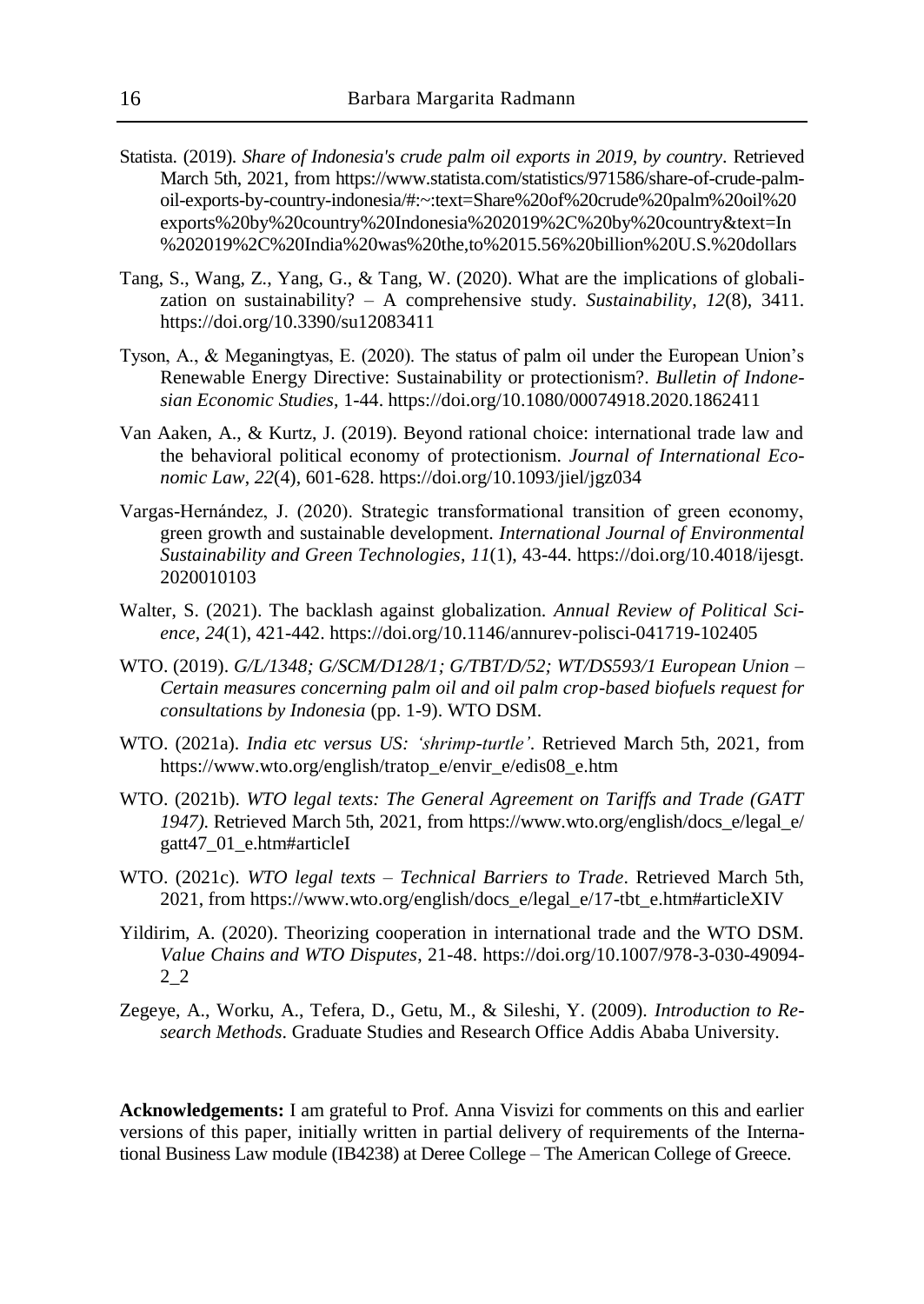Statista. (2019). *Share of Indonesia's crude palm oil exports in 2019, by country*. Retrieved March 5th, 2021, from https://www.statista.com/statistics/971586/share-of-crude-palm-oil-exports-by-country-indonesia/#:~:text=Share%20of%20crude%20palm%20oil%20exports%20by%20country%20Indonesia%202019%2C%20by%20country&text=In%202019%2C%20India%20was%20the,to%2015.56%20billion%20U.S.%20dollars

Tang, S., Wang, Z., Yang, G., & Tang, W. (2020). What are the implications of globalization on sustainability? – A comprehensive study. *Sustainability*, *12*(8), 3411. https://doi.org/10.3390/su12083411

Tyson, A., & Meganingtyas, E. (2020). The status of palm oil under the European Union's Renewable Energy Directive: Sustainability or protectionism?. *Bulletin of Indonesian Economic Studies*, 1-44. https://doi.org/10.1080/00074918.2020.1862411

Van Aaken, A., & Kurtz, J. (2019). Beyond rational choice: international trade law and the behavioral political economy of protectionism. *Journal of International Economic Law*, *22*(4), 601-628. https://doi.org/10.1093/jiel/jgz034

Vargas-Hernández, J. (2020). Strategic transformational transition of green economy, green growth and sustainable development. *International Journal of Environmental Sustainability and Green Technologies*, *11*(1), 43-44. https://doi.org/10.4018/ijesgt.2020010103

Walter, S. (2021). The backlash against globalization. *Annual Review of Political Science*, *24*(1), 421-442. https://doi.org/10.1146/annurev-polisci-041719-102405

WTO. (2019). *G/L/1348; G/SCM/D128/1; G/TBT/D/52; WT/DS593/1 European Union – Certain measures concerning palm oil and oil palm crop-based biofuels request for consultations by Indonesia* (pp. 1-9). WTO DSM.

WTO. (2021a). *India etc versus US: 'shrimp-turtle'*. Retrieved March 5th, 2021, from https://www.wto.org/english/tratop_e/envir_e/edis08_e.htm

WTO. (2021b). *WTO legal texts: The General Agreement on Tariffs and Trade (GATT 1947)*. Retrieved March 5th, 2021, from https://www.wto.org/english/docs_e/legal_e/gatt47_01_e.htm#articleI

WTO. (2021c). *WTO legal texts – Technical Barriers to Trade*. Retrieved March 5th, 2021, from https://www.wto.org/english/docs_e/legal_e/17-tbt_e.htm#articleXIV

Yildirim, A. (2020). Theorizing cooperation in international trade and the WTO DSM. *Value Chains and WTO Disputes*, 21-48. https://doi.org/10.1007/978-3-030-49094-2_2

Zegeye, A., Worku, A., Tefera, D., Getu, M., & Sileshi, Y. (2009). *Introduction to Research Methods*. Graduate Studies and Research Office Addis Ababa University.

**Acknowledgements:** I am grateful to Prof. Anna Visvizi for comments on this and earlier versions of this paper, initially written in partial delivery of requirements of the International Business Law module (IB4238) at Deree College – The American College of Greece.